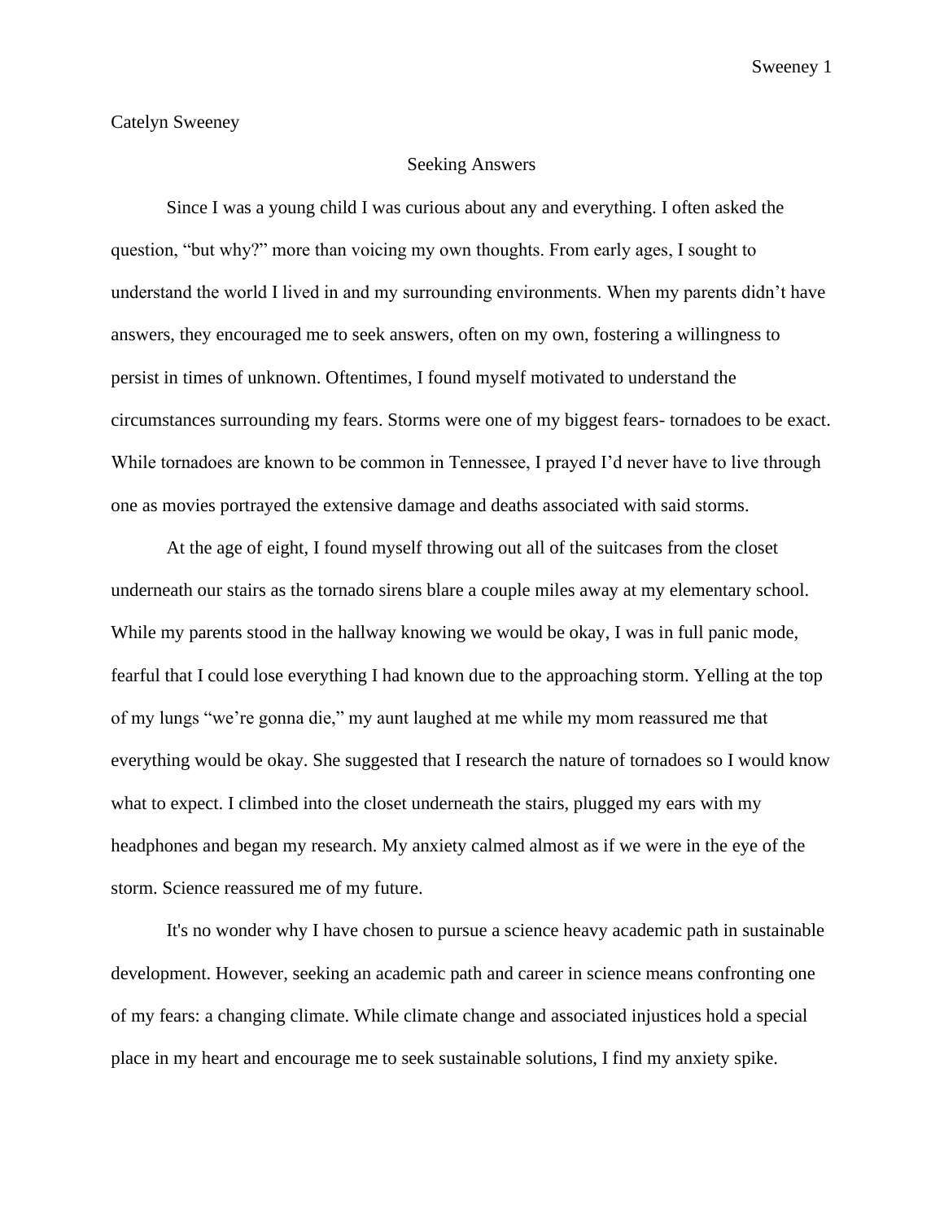Catelyn Sweeney

# Seeking Answers

Since I was a young child I was curious about any and everything. I often asked the question, "but why?" more than voicing my own thoughts. From early ages, I sought to understand the world I lived in and my surrounding environments. When my parents didn't have answers, they encouraged me to seek answers, often on my own, fostering a willingness to persist in times of unknown. Oftentimes, I found myself motivated to understand the circumstances surrounding my fears. Storms were one of my biggest fears- tornadoes to be exact. While tornadoes are known to be common in Tennessee, I prayed I'd never have to live through one as movies portrayed the extensive damage and deaths associated with said storms.

At the age of eight, I found myself throwing out all of the suitcases from the closet underneath our stairs as the tornado sirens blare a couple miles away at my elementary school. While my parents stood in the hallway knowing we would be okay, I was in full panic mode, fearful that I could lose everything I had known due to the approaching storm. Yelling at the top of my lungs "we're gonna die," my aunt laughed at me while my mom reassured me that everything would be okay. She suggested that I research the nature of tornadoes so I would know what to expect. I climbed into the closet underneath the stairs, plugged my ears with my headphones and began my research. My anxiety calmed almost as if we were in the eye of the storm. Science reassured me of my future.

It's no wonder why I have chosen to pursue a science heavy academic path in sustainable development. However, seeking an academic path and career in science means confronting one of my fears: a changing climate. While climate change and associated injustices hold a special place in my heart and encourage me to seek sustainable solutions, I find my anxiety spike.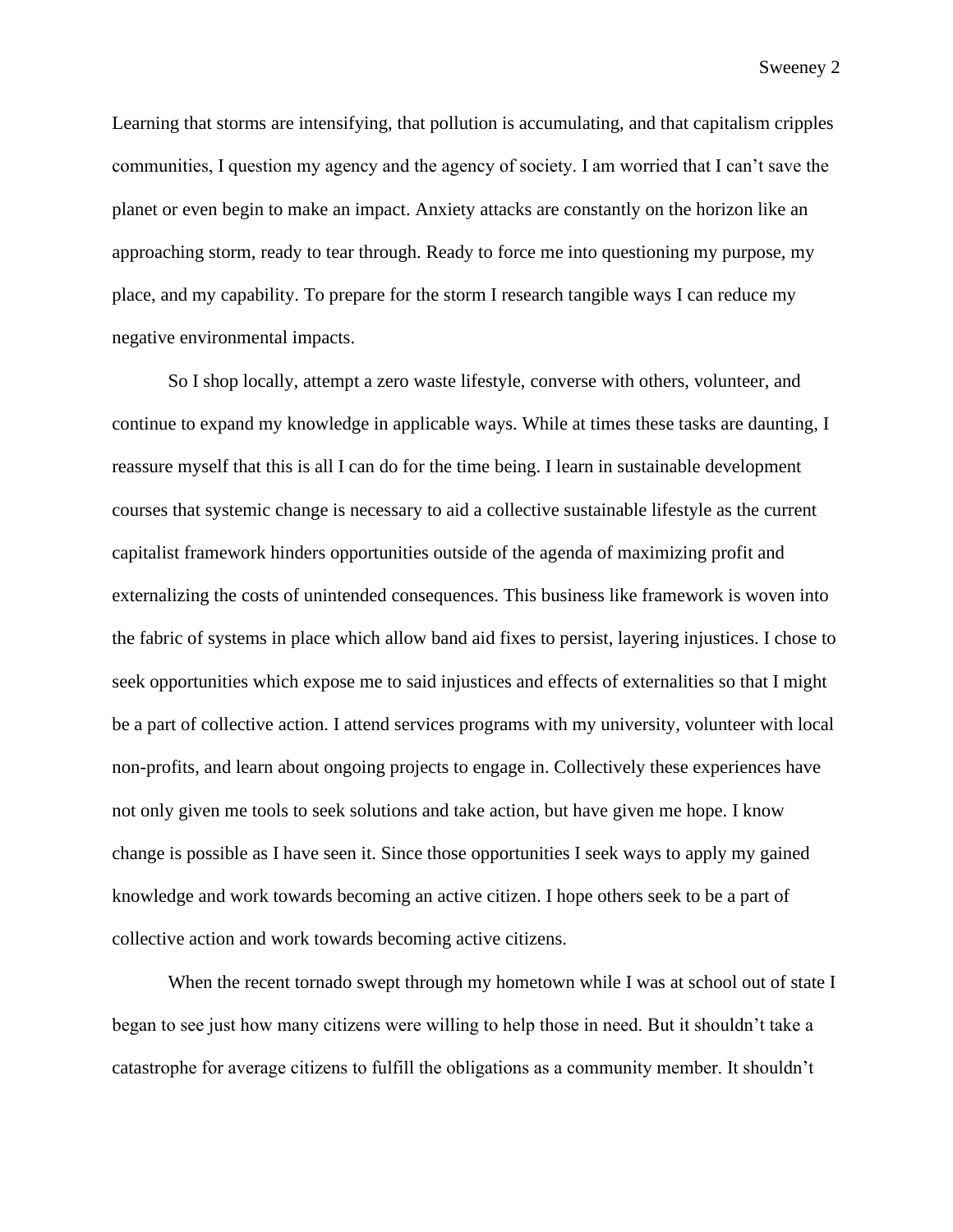Learning that storms are intensifying, that pollution is accumulating, and that capitalism cripples communities, I question my agency and the agency of society. I am worried that I can't save the planet or even begin to make an impact. Anxiety attacks are constantly on the horizon like an approaching storm, ready to tear through. Ready to force me into questioning my purpose, my place, and my capability. To prepare for the storm I research tangible ways I can reduce my negative environmental impacts.

So I shop locally, attempt a zero waste lifestyle, converse with others, volunteer, and continue to expand my knowledge in applicable ways. While at times these tasks are daunting, I reassure myself that this is all I can do for the time being. I learn in sustainable development courses that systemic change is necessary to aid a collective sustainable lifestyle as the current capitalist framework hinders opportunities outside of the agenda of maximizing profit and externalizing the costs of unintended consequences. This business like framework is woven into the fabric of systems in place which allow band aid fixes to persist, layering injustices. I chose to seek opportunities which expose me to said injustices and effects of externalities so that I might be a part of collective action. I attend services programs with my university, volunteer with local non-profits, and learn about ongoing projects to engage in. Collectively these experiences have not only given me tools to seek solutions and take action, but have given me hope. I know change is possible as I have seen it. Since those opportunities I seek ways to apply my gained knowledge and work towards becoming an active citizen. I hope others seek to be a part of collective action and work towards becoming active citizens.

When the recent tornado swept through my hometown while I was at school out of state I began to see just how many citizens were willing to help those in need. But it shouldn't take a catastrophe for average citizens to fulfill the obligations as a community member. It shouldn't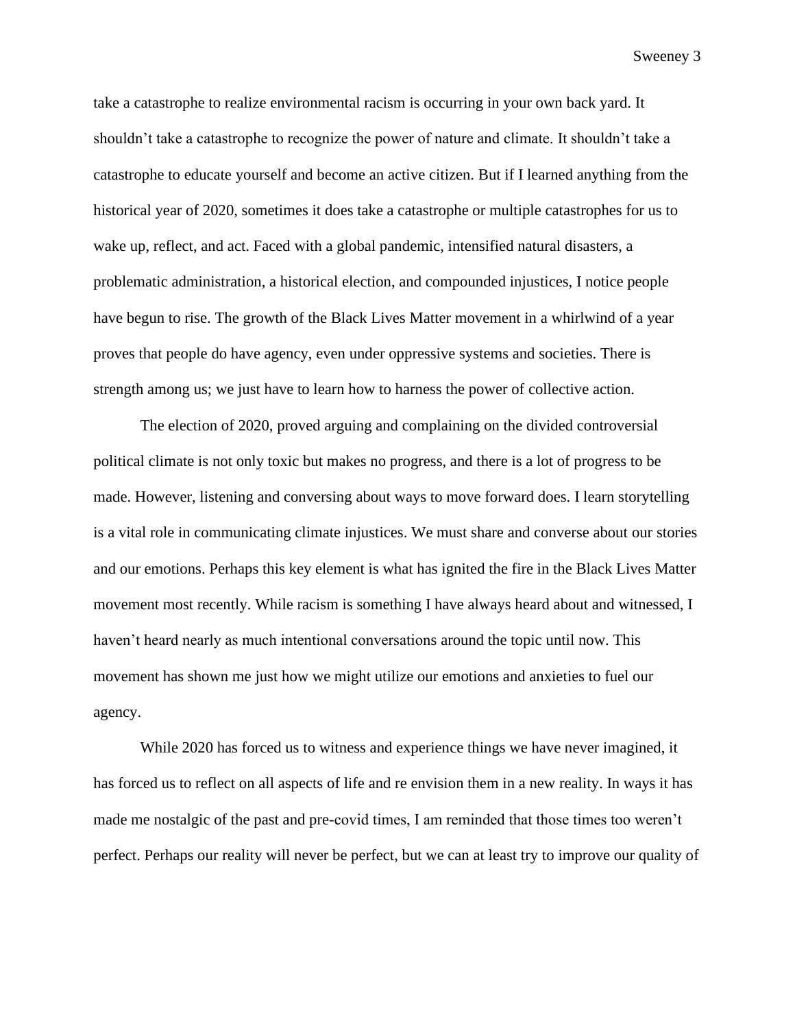take a catastrophe to realize environmental racism is occurring in your own back yard. It shouldn't take a catastrophe to recognize the power of nature and climate. It shouldn't take a catastrophe to educate yourself and become an active citizen. But if I learned anything from the historical year of 2020, sometimes it does take a catastrophe or multiple catastrophes for us to wake up, reflect, and act. Faced with a global pandemic, intensified natural disasters, a problematic administration, a historical election, and compounded injustices, I notice people have begun to rise. The growth of the Black Lives Matter movement in a whirlwind of a year proves that people do have agency, even under oppressive systems and societies. There is strength among us; we just have to learn how to harness the power of collective action.

The election of 2020, proved arguing and complaining on the divided controversial political climate is not only toxic but makes no progress, and there is a lot of progress to be made. However, listening and conversing about ways to move forward does. I learn storytelling is a vital role in communicating climate injustices. We must share and converse about our stories and our emotions. Perhaps this key element is what has ignited the fire in the Black Lives Matter movement most recently. While racism is something I have always heard about and witnessed, I haven't heard nearly as much intentional conversations around the topic until now. This movement has shown me just how we might utilize our emotions and anxieties to fuel our agency.

While 2020 has forced us to witness and experience things we have never imagined, it has forced us to reflect on all aspects of life and re envision them in a new reality. In ways it has made me nostalgic of the past and pre-covid times, I am reminded that those times too weren't perfect. Perhaps our reality will never be perfect, but we can at least try to improve our quality of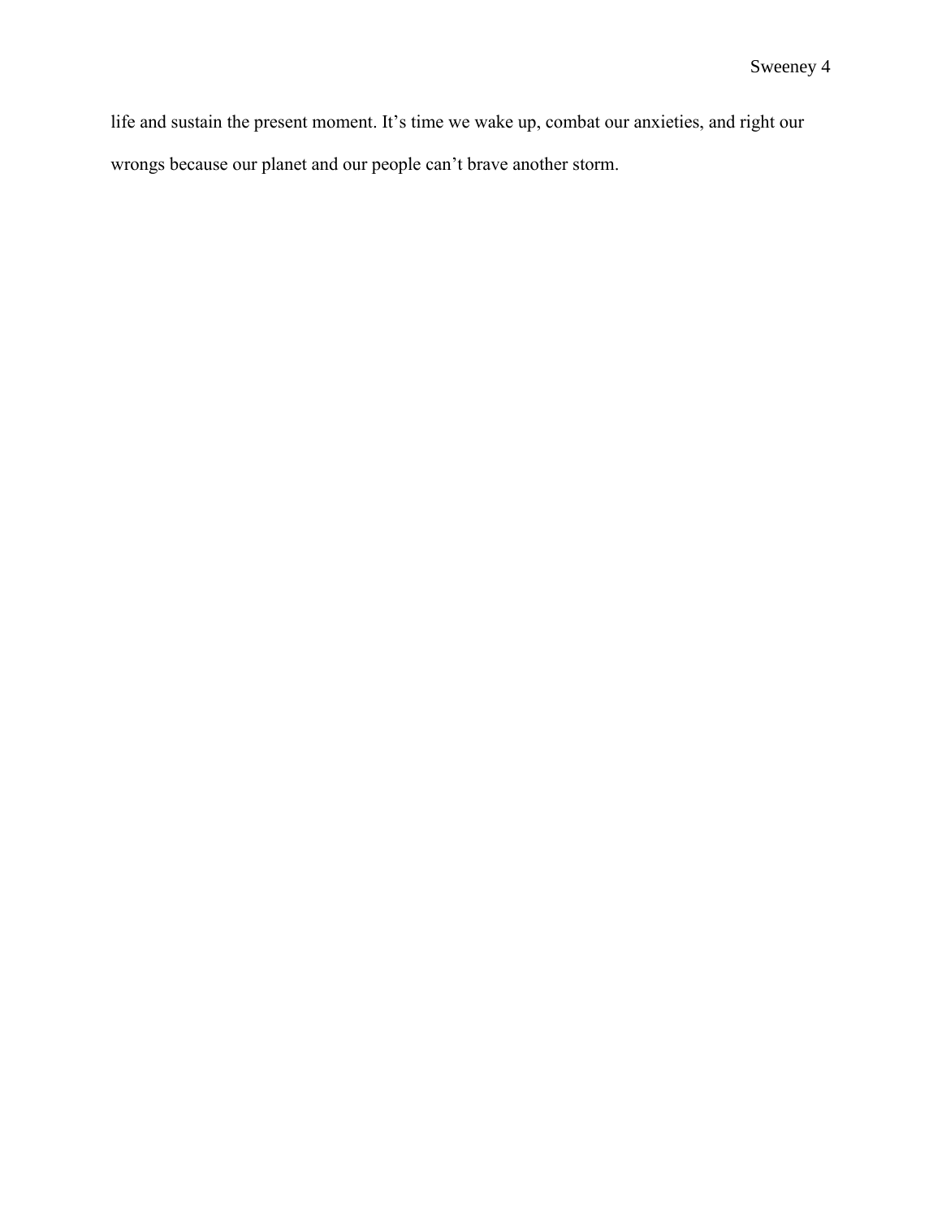life and sustain the present moment. It’s time we wake up, combat our anxieties, and right our wrongs because our planet and our people can’t brave another storm.